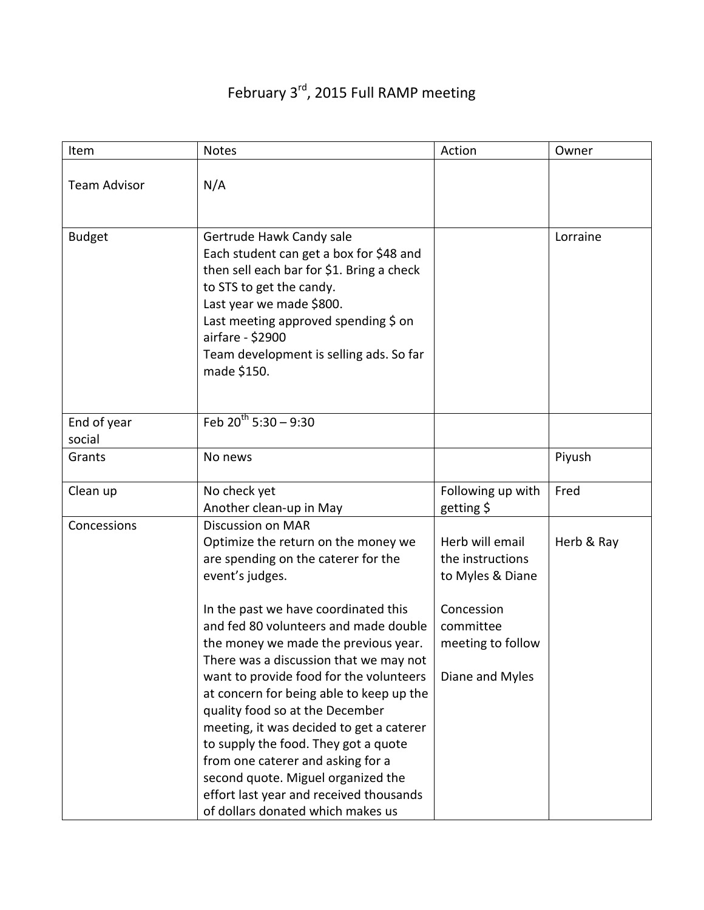# February 3rd, 2015 Full RAMP meeting

| Item | Notes | Action | Owner |
|---|---|---|---|
| Team Advisor | N/A | | |
| Budget | Gertrude Hawk Candy sale<br>Each student can get a box for $48 and then sell each bar for $1. Bring a check to STS to get the candy.<br>Last year we made $800.<br>Last meeting approved spending $ on airfare - $2900<br>Team development is selling ads. So far made $150. | | Lorraine |
| End of year social | Feb 20th 5:30 – 9:30 | | |
| Grants | No news | | Piyush |
| Clean up | No check yet<br>Another clean-up in May | Following up with getting $ | Fred |
| Concessions | Discussion on MAR<br>Optimize the return on the money we are spending on the caterer for the event's judges.<br><br>In the past we have coordinated this and fed 80 volunteers and made double the money we made the previous year. There was a discussion that we may not want to provide food for the volunteers at concern for being able to keep up the quality food so at the December meeting, it was decided to get a caterer to supply the food. They got a quote from one caterer and asking for a second quote. Miguel organized the effort last year and received thousands of dollars donated which makes us | Herb will email the instructions to Myles & Diane<br><br>Concession committee meeting to follow<br><br>Diane and Myles | Herb & Ray |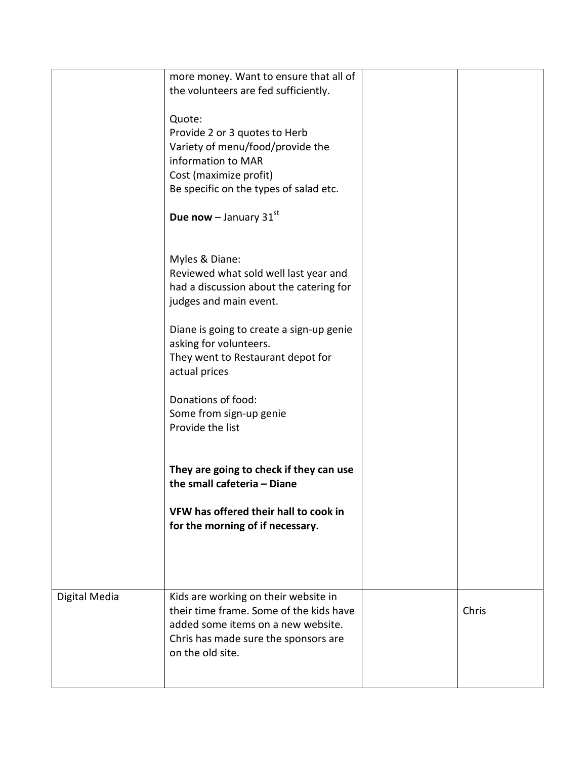| | | | |
|---|---|---|---|
| | more money. Want to ensure that all of the volunteers are fed sufficiently.<br><br>Quote:<br>Provide 2 or 3 quotes to Herb<br>Variety of menu/food/provide the information to MAR<br>Cost (maximize profit)<br>Be specific on the types of salad etc.<br><br>**Due now** – January 31st<br><br>Myles & Diane:<br>Reviewed what sold well last year and had a discussion about the catering for judges and main event.<br><br>Diane is going to create a sign-up genie asking for volunteers.<br>They went to Restaurant depot for actual prices<br><br>Donations of food:<br>Some from sign-up genie<br>Provide the list<br><br>**They are going to check if they can use the small cafeteria – Diane**<br><br>**VFW has offered their hall to cook in for the morning of if necessary.** | | |
| Digital Media | Kids are working on their website in their time frame. Some of the kids have added some items on a new website. Chris has made sure the sponsors are on the old site. | | Chris |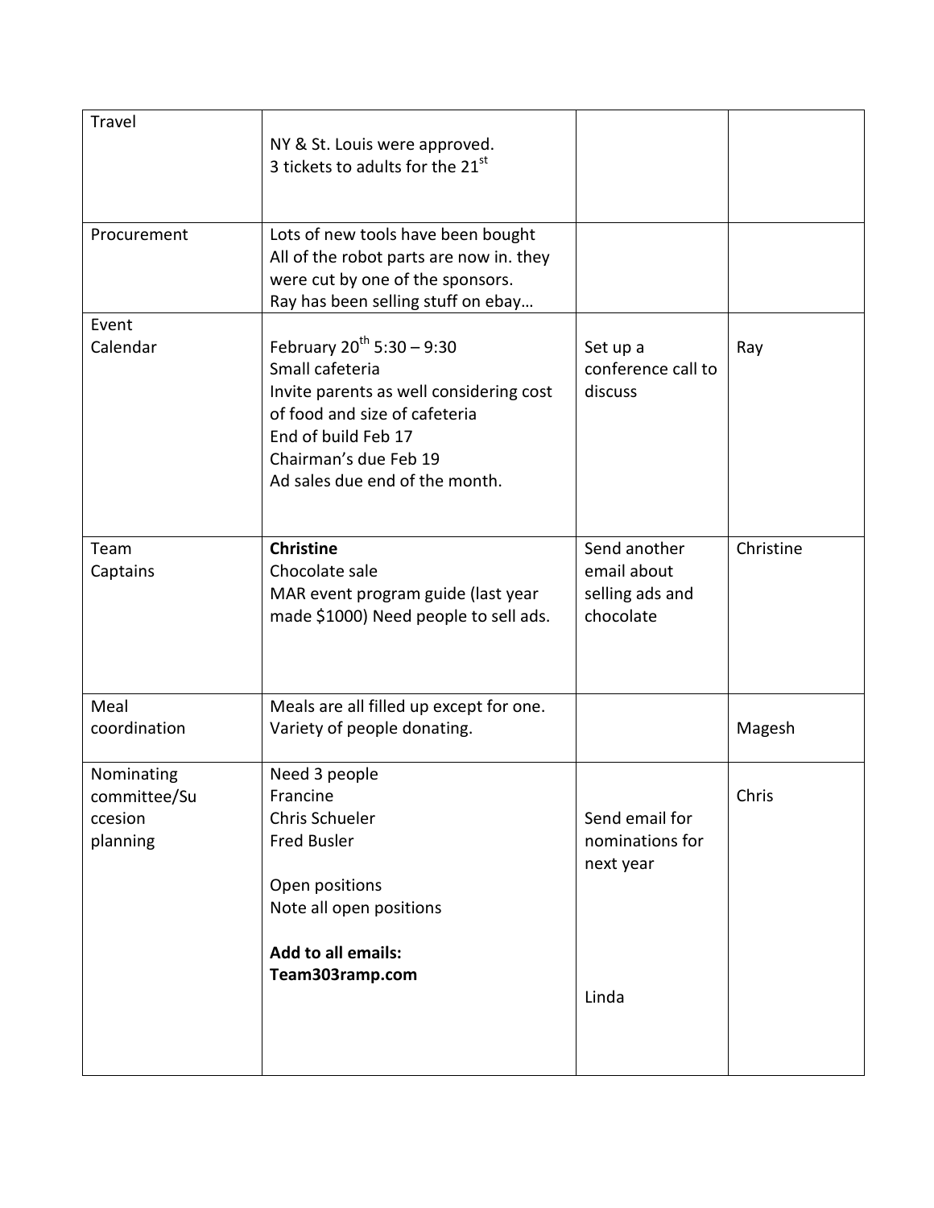| Travel | NY & St. Louis were approved.<br>3 tickets to adults for the 21st | | |
|---|---|---|---|
| Procurement | Lots of new tools have been bought<br>All of the robot parts are now in. they were cut by one of the sponsors.<br>Ray has been selling stuff on ebay… | | |
| Event Calendar | February 20th 5:30 – 9:30<br>Small cafeteria<br>Invite parents as well considering cost of food and size of cafeteria<br>End of build Feb 17<br>Chairman's due Feb 19<br>Ad sales due end of the month. | Set up a conference call to discuss | Ray |
| Team Captains | **Christine**<br>Chocolate sale<br>MAR event program guide (last year made $1000) Need people to sell ads. | Send another email about selling ads and chocolate | Christine |
| Meal coordination | Meals are all filled up except for one.<br>Variety of people donating. | | Magesh |
| Nominating committee/Succesion planning | Need 3 people<br>Francine<br>Chris Schueler<br>Fred Busler<br><br>Open positions<br>Note all open positions<br><br>**Add to all emails:**<br>**Team303ramp.com** | Send email for nominations for next year<br><br><br>Linda | Chris |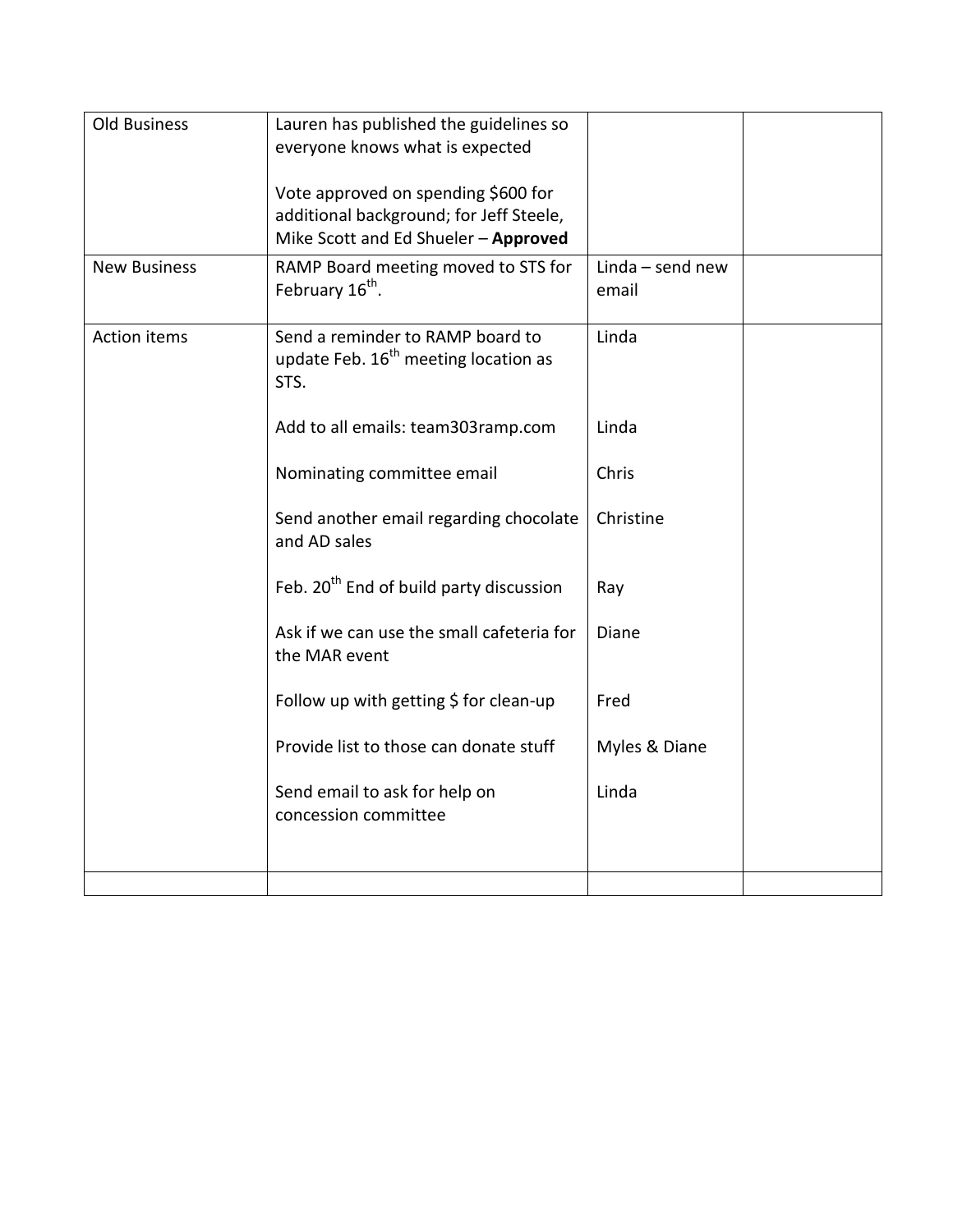| | | | |
|---|---|---|---|
| Old Business | Lauren has published the guidelines so everyone knows what is expected<br><br>Vote approved on spending $600 for additional background; for Jeff Steele, Mike Scott and Ed Shueler – **Approved** | | |
| New Business | RAMP Board meeting moved to STS for February 16th. | Linda – send new email | |
| Action items | Send a reminder to RAMP board to update Feb. 16th meeting location as STS.<br><br>Add to all emails: team303ramp.com<br><br>Nominating committee email<br><br>Send another email regarding chocolate and AD sales<br><br>Feb. 20th End of build party discussion<br><br>Ask if we can use the small cafeteria for the MAR event<br><br>Follow up with getting $ for clean-up<br><br>Provide list to those can donate stuff<br><br>Send email to ask for help on concession committee | Linda<br><br>Linda<br><br>Chris<br><br>Christine<br><br>Ray<br><br>Diane<br><br>Fred<br><br>Myles & Diane<br><br>Linda | |
| | | | |